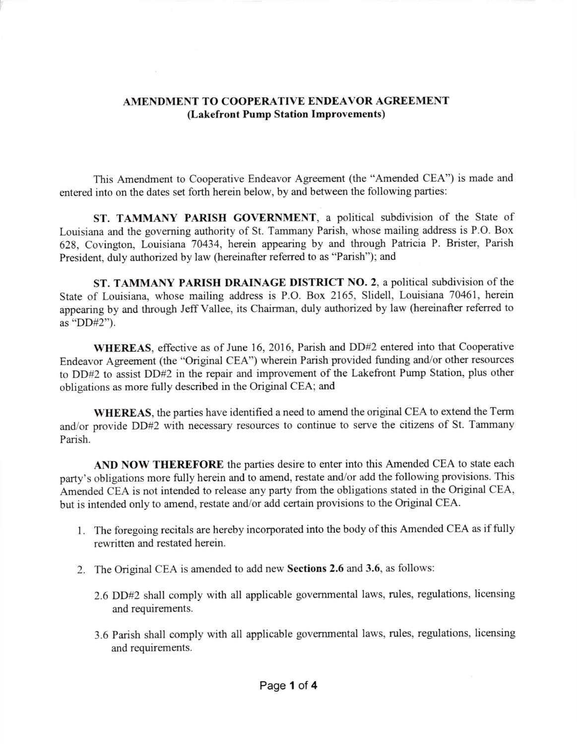## AMENDMENT TO COOPERATIVE ENDEAVOR AGREEMENT
### (Lakefront Pump Station Improvements)

This Amendment to Cooperative Endeavor Agreement (the "Amended CEA") is made and entered into on the dates set forth herein below, by and between the following parties:

**ST. TAMMANY PARISH GOVERNMENT**, a political subdivision of the State of Louisiana and the governing authority of St. Tammany Parish, whose mailing address is P.O. Box 628, Covington, Louisiana 70434, herein appearing by and through Patricia P. Brister, Parish President, duly authorized by law (hereinafter referred to as "Parish"); and

**ST. TAMMANY PARISH DRAINAGE DISTRICT NO. 2**, a political subdivision of the State of Louisiana, whose mailing address is P.O. Box 2165, Slidell, Louisiana 70461, herein appearing by and through Jeff Vallee, its Chairman, duly authorized by law (hereinafter referred to as "DD#2").

**WHEREAS**, effective as of June 16, 2016, Parish and DD#2 entered into that Cooperative Endeavor Agreement (the "Original CEA") wherein Parish provided funding and/or other resources to DD#2 to assist DD#2 in the repair and improvement of the Lakefront Pump Station, plus other obligations as more fully described in the Original CEA; and

**WHEREAS**, the parties have identified a need to amend the original CEA to extend the Term and/or provide DD#2 with necessary resources to continue to serve the citizens of St. Tammany Parish.

**AND NOW THEREFORE** the parties desire to enter into this Amended CEA to state each party's obligations more fully herein and to amend, restate and/or add the following provisions. This Amended CEA is not intended to release any party from the obligations stated in the Original CEA, but is intended only to amend, restate and/or add certain provisions to the Original CEA.

1. The foregoing recitals are hereby incorporated into the body of this Amended CEA as if fully rewritten and restated herein.

2. The Original CEA is amended to add new **Sections 2.6** and **3.6**, as follows:

   2.6 DD#2 shall comply with all applicable governmental laws, rules, regulations, licensing and requirements.

   3.6 Parish shall comply with all applicable governmental laws, rules, regulations, licensing and requirements.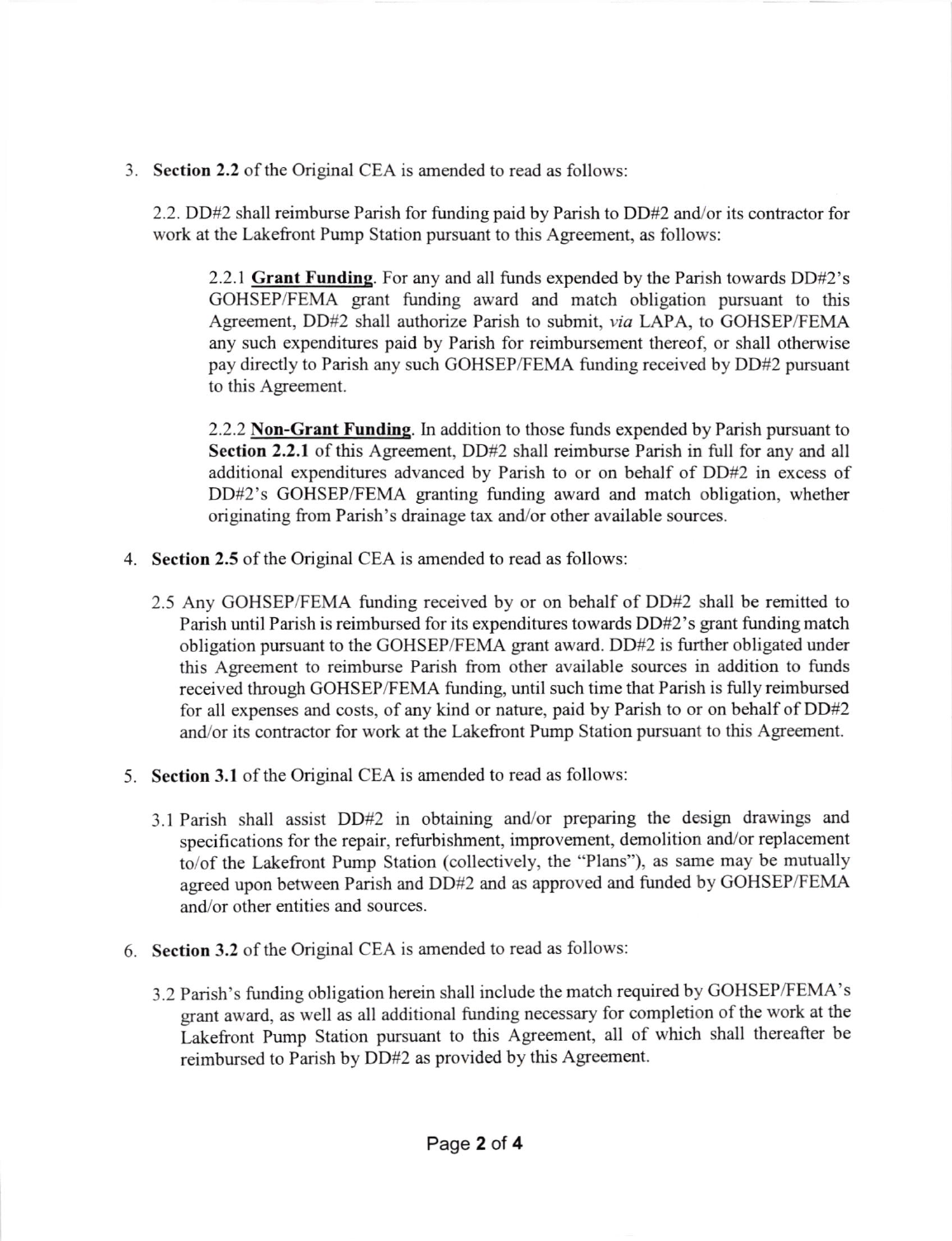3. **Section 2.2** of the Original CEA is amended to read as follows:

   2.2. DD#2 shall reimburse Parish for funding paid by Parish to DD#2 and/or its contractor for work at the Lakefront Pump Station pursuant to this Agreement, as follows:

   2.2.1 **Grant Funding**. For any and all funds expended by the Parish towards DD#2's GOHSEP/FEMA grant funding award and match obligation pursuant to this Agreement, DD#2 shall authorize Parish to submit, *via* LAPA, to GOHSEP/FEMA any such expenditures paid by Parish for reimbursement thereof, or shall otherwise pay directly to Parish any such GOHSEP/FEMA funding received by DD#2 pursuant to this Agreement.

   2.2.2 **Non-Grant Funding**. In addition to those funds expended by Parish pursuant to **Section 2.2.1** of this Agreement, DD#2 shall reimburse Parish in full for any and all additional expenditures advanced by Parish to or on behalf of DD#2 in excess of DD#2's GOHSEP/FEMA granting funding award and match obligation, whether originating from Parish's drainage tax and/or other available sources.

4. **Section 2.5** of the Original CEA is amended to read as follows:

   2.5 Any GOHSEP/FEMA funding received by or on behalf of DD#2 shall be remitted to Parish until Parish is reimbursed for its expenditures towards DD#2's grant funding match obligation pursuant to the GOHSEP/FEMA grant award. DD#2 is further obligated under this Agreement to reimburse Parish from other available sources in addition to funds received through GOHSEP/FEMA funding, until such time that Parish is fully reimbursed for all expenses and costs, of any kind or nature, paid by Parish to or on behalf of DD#2 and/or its contractor for work at the Lakefront Pump Station pursuant to this Agreement.

5. **Section 3.1** of the Original CEA is amended to read as follows:

   3.1 Parish shall assist DD#2 in obtaining and/or preparing the design drawings and specifications for the repair, refurbishment, improvement, demolition and/or replacement to/of the Lakefront Pump Station (collectively, the "Plans"), as same may be mutually agreed upon between Parish and DD#2 and as approved and funded by GOHSEP/FEMA and/or other entities and sources.

6. **Section 3.2** of the Original CEA is amended to read as follows:

   3.2 Parish's funding obligation herein shall include the match required by GOHSEP/FEMA's grant award, as well as all additional funding necessary for completion of the work at the Lakefront Pump Station pursuant to this Agreement, all of which shall thereafter be reimbursed to Parish by DD#2 as provided by this Agreement.